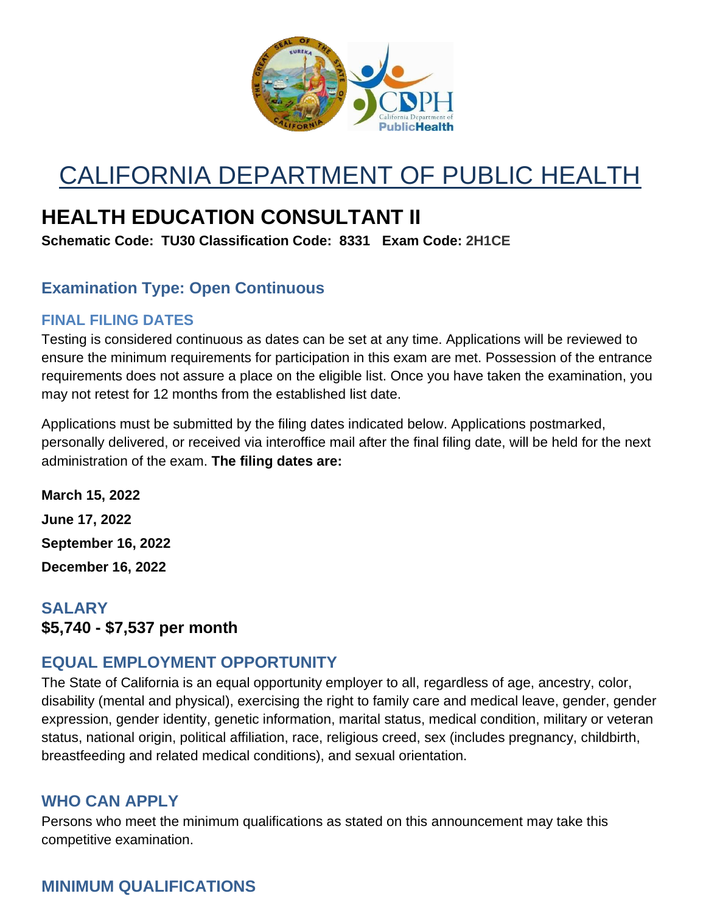# CALIFORNIA DEPARTMENT OF PUBLIC HEALTH

## HEALTH EDUCATION CONSULTANT II

**Schematic Code: TU30 Classification Code: 8331 Exam Code: 2H1CE**

### Examination Type: Open Continuous

#### FINAL FILING DATES

Testing is considered continuous as dates can be set at any time. Applications will be reviewed to ensure the minimum requirements for participation in this exam are met. Possession of the entrance requirements does not assure a place on the eligible list. Once you have taken the examination, you may not retest for 12 months from the established list date.

Applications must be submitted by the filing dates indicated below. Applications postmarked, personally delivered, or received via interoffice mail after the final filing date, will be held for the next administration of the exam. **The filing dates are:**

**March 15, 2022**

**June 17, 2022**

**September 16, 2022**

**December 16, 2022**

### SALARY

**$5,740 - $7,537 per month**

### EQUAL EMPLOYMENT OPPORTUNITY

The State of California is an equal opportunity employer to all, regardless of age, ancestry, color, disability (mental and physical), exercising the right to family care and medical leave, gender, gender expression, gender identity, genetic information, marital status, medical condition, military or veteran status, national origin, political affiliation, race, religious creed, sex (includes pregnancy, childbirth, breastfeeding and related medical conditions), and sexual orientation.

### WHO CAN APPLY

Persons who meet the minimum qualifications as stated on this announcement may take this competitive examination.

### MINIMUM QUALIFICATIONS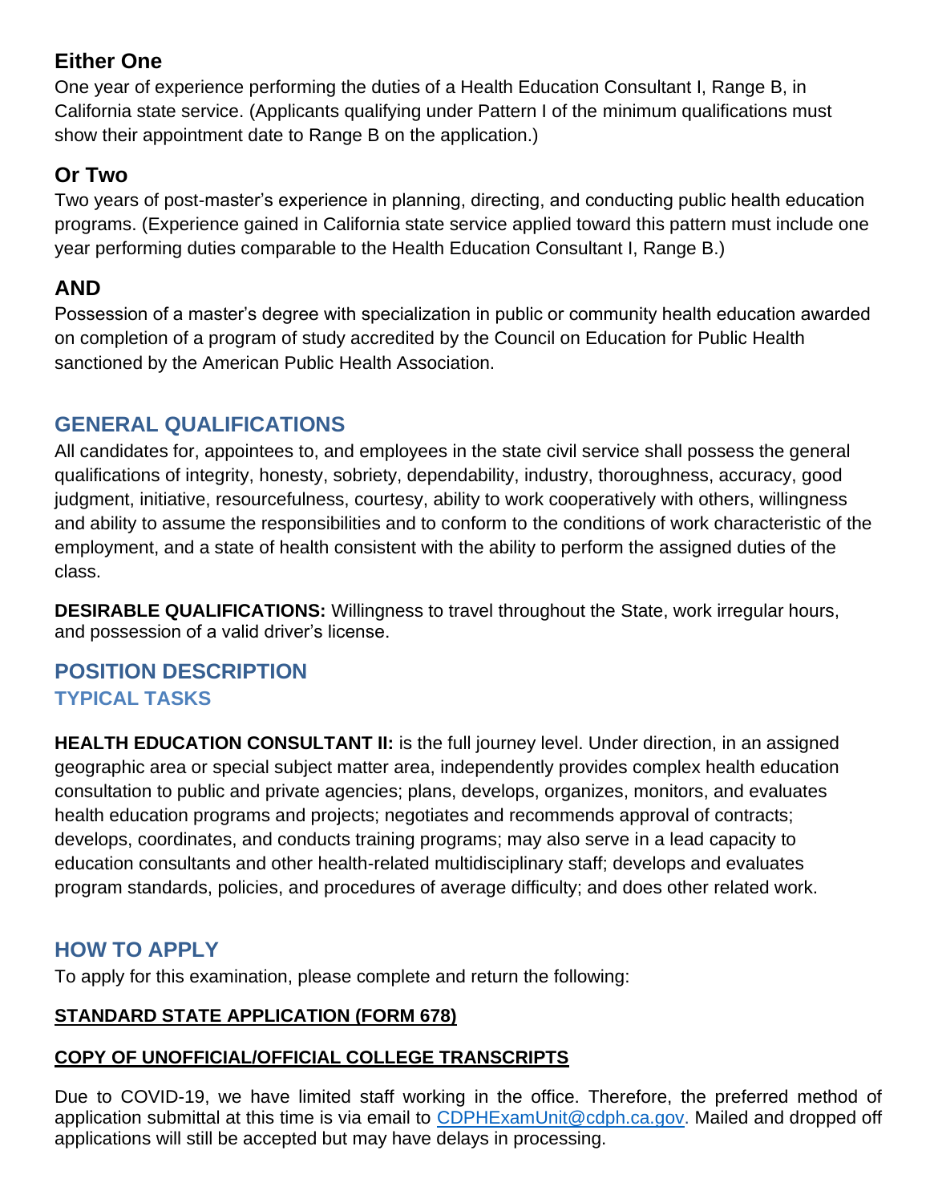### Either One

One year of experience performing the duties of a Health Education Consultant I, Range B, in California state service. (Applicants qualifying under Pattern I of the minimum qualifications must show their appointment date to Range B on the application.)

### Or Two

Two years of post-master's experience in planning, directing, and conducting public health education programs. (Experience gained in California state service applied toward this pattern must include one year performing duties comparable to the Health Education Consultant I, Range B.)

### AND

Possession of a master's degree with specialization in public or community health education awarded on completion of a program of study accredited by the Council on Education for Public Health sanctioned by the American Public Health Association.

## GENERAL QUALIFICATIONS

All candidates for, appointees to, and employees in the state civil service shall possess the general qualifications of integrity, honesty, sobriety, dependability, industry, thoroughness, accuracy, good judgment, initiative, resourcefulness, courtesy, ability to work cooperatively with others, willingness and ability to assume the responsibilities and to conform to the conditions of work characteristic of the employment, and a state of health consistent with the ability to perform the assigned duties of the class.

**DESIRABLE QUALIFICATIONS:** Willingness to travel throughout the State, work irregular hours, and possession of a valid driver's license.

## POSITION DESCRIPTION

### TYPICAL TASKS

**HEALTH EDUCATION CONSULTANT II:** is the full journey level. Under direction, in an assigned geographic area or special subject matter area, independently provides complex health education consultation to public and private agencies; plans, develops, organizes, monitors, and evaluates health education programs and projects; negotiates and recommends approval of contracts; develops, coordinates, and conducts training programs; may also serve in a lead capacity to education consultants and other health-related multidisciplinary staff; develops and evaluates program standards, policies, and procedures of average difficulty; and does other related work.

## HOW TO APPLY

To apply for this examination, please complete and return the following:

**STANDARD STATE APPLICATION (FORM 678)**

**COPY OF UNOFFICIAL/OFFICIAL COLLEGE TRANSCRIPTS**

Due to COVID-19, we have limited staff working in the office. Therefore, the preferred method of application submittal at this time is via email to CDPHExamUnit@cdph.ca.gov. Mailed and dropped off applications will still be accepted but may have delays in processing.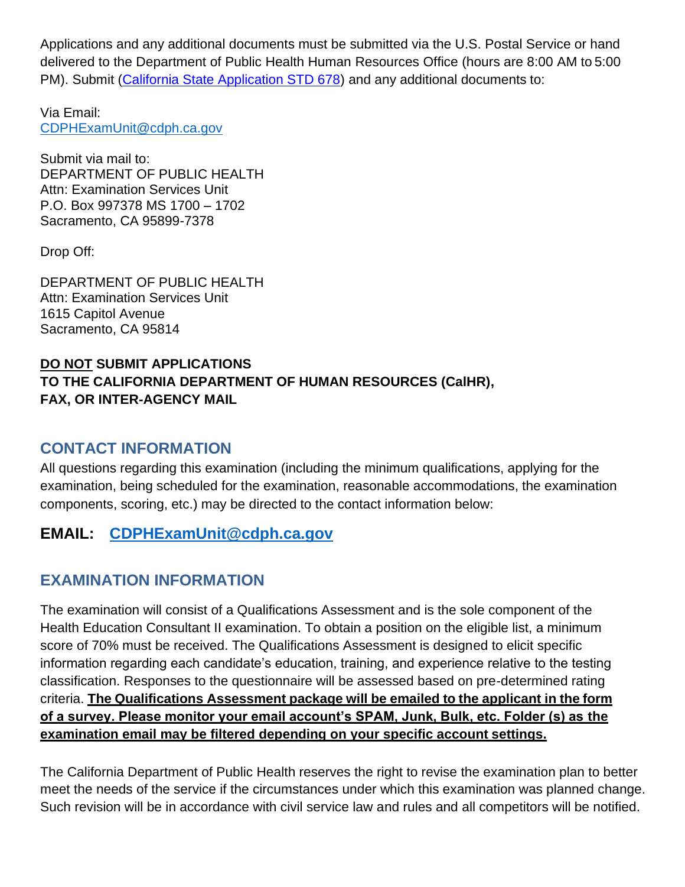Applications and any additional documents must be submitted via the U.S. Postal Service or hand delivered to the Department of Public Health Human Resources Office (hours are 8:00 AM to 5:00 PM). Submit ([California State Application STD 678](#)) and any additional documents to:

Via Email:
[CDPHExamUnit@cdph.ca.gov](mailto:CDPHExamUnit@cdph.ca.gov)

Submit via mail to:
DEPARTMENT OF PUBLIC HEALTH
Attn: Examination Services Unit
P.O. Box 997378 MS 1700 – 1702
Sacramento, CA 95899-7378

Drop Off:

DEPARTMENT OF PUBLIC HEALTH
Attn: Examination Services Unit
1615 Capitol Avenue
Sacramento, CA 95814

**<u>DO NOT</u> SUBMIT APPLICATIONS**
**TO THE CALIFORNIA DEPARTMENT OF HUMAN RESOURCES (CalHR), FAX, OR INTER-AGENCY MAIL**

## CONTACT INFORMATION

All questions regarding this examination (including the minimum qualifications, applying for the examination, being scheduled for the examination, reasonable accommodations, the examination components, scoring, etc.) may be directed to the contact information below:

**EMAIL: [CDPHExamUnit@cdph.ca.gov](mailto:CDPHExamUnit@cdph.ca.gov)**

## EXAMINATION INFORMATION

The examination will consist of a Qualifications Assessment and is the sole component of the Health Education Consultant II examination. To obtain a position on the eligible list, a minimum score of 70% must be received. The Qualifications Assessment is designed to elicit specific information regarding each candidate's education, training, and experience relative to the testing classification. Responses to the questionnaire will be assessed based on pre-determined rating criteria. **<u>The Qualifications Assessment package will be emailed to the applicant in the form of a survey. Please monitor your email account's SPAM, Junk, Bulk, etc. Folder (s) as the examination email may be filtered depending on your specific account settings.</u>**

The California Department of Public Health reserves the right to revise the examination plan to better meet the needs of the service if the circumstances under which this examination was planned change. Such revision will be in accordance with civil service law and rules and all competitors will be notified.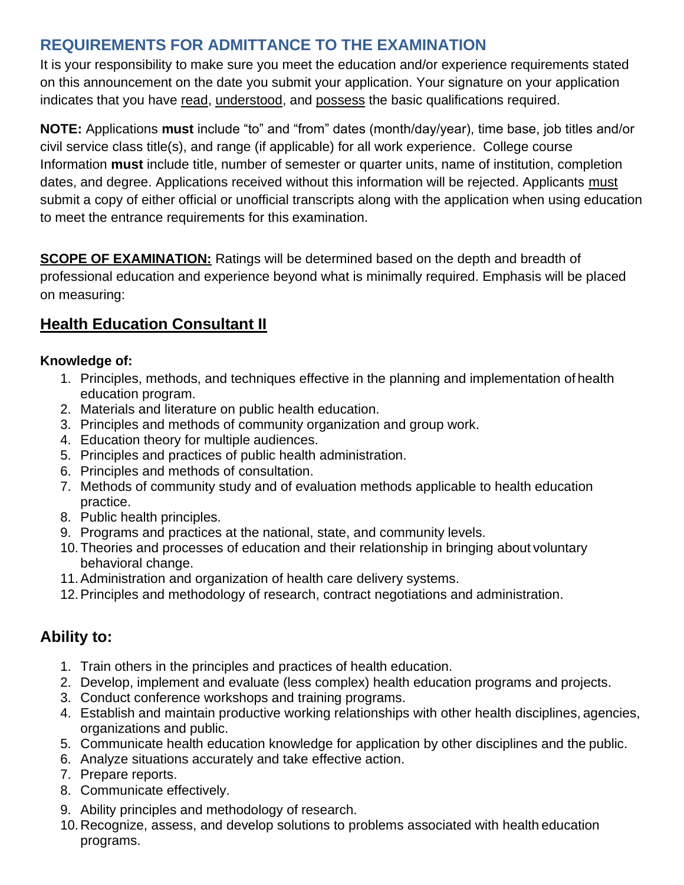## REQUIREMENTS FOR ADMITTANCE TO THE EXAMINATION

It is your responsibility to make sure you meet the education and/or experience requirements stated on this announcement on the date you submit your application. Your signature on your application indicates that you have read, understood, and possess the basic qualifications required.

**NOTE:** Applications **must** include "to" and "from" dates (month/day/year), time base, job titles and/or civil service class title(s), and range (if applicable) for all work experience. College course Information **must** include title, number of semester or quarter units, name of institution, completion dates, and degree. Applications received without this information will be rejected. Applicants must submit a copy of either official or unofficial transcripts along with the application when using education to meet the entrance requirements for this examination.

**SCOPE OF EXAMINATION:** Ratings will be determined based on the depth and breadth of professional education and experience beyond what is minimally required. Emphasis will be placed on measuring:

## Health Education Consultant II

**Knowledge of:**

1. Principles, methods, and techniques effective in the planning and implementation of health education program.
2. Materials and literature on public health education.
3. Principles and methods of community organization and group work.
4. Education theory for multiple audiences.
5. Principles and practices of public health administration.
6. Principles and methods of consultation.
7. Methods of community study and of evaluation methods applicable to health education practice.
8. Public health principles.
9. Programs and practices at the national, state, and community levels.
10. Theories and processes of education and their relationship in bringing about voluntary behavioral change.
11. Administration and organization of health care delivery systems.
12. Principles and methodology of research, contract negotiations and administration.

## Ability to:

1. Train others in the principles and practices of health education.
2. Develop, implement and evaluate (less complex) health education programs and projects.
3. Conduct conference workshops and training programs.
4. Establish and maintain productive working relationships with other health disciplines, agencies, organizations and public.
5. Communicate health education knowledge for application by other disciplines and the public.
6. Analyze situations accurately and take effective action.
7. Prepare reports.
8. Communicate effectively.
9. Ability principles and methodology of research.
10. Recognize, assess, and develop solutions to problems associated with health education programs.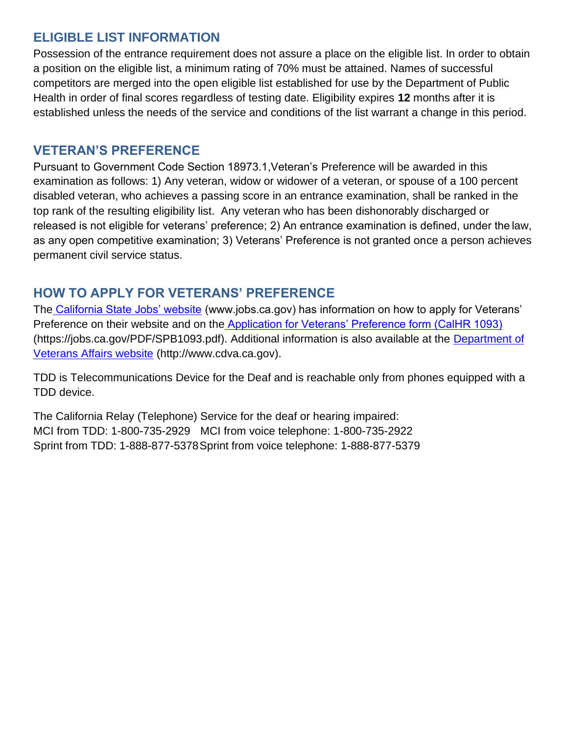## ELIGIBLE LIST INFORMATION

Possession of the entrance requirement does not assure a place on the eligible list. In order to obtain a position on the eligible list, a minimum rating of 70% must be attained. Names of successful competitors are merged into the open eligible list established for use by the Department of Public Health in order of final scores regardless of testing date. Eligibility expires **12** months after it is established unless the needs of the service and conditions of the list warrant a change in this period.

## VETERAN'S PREFERENCE

Pursuant to Government Code Section 18973.1,Veteran's Preference will be awarded in this examination as follows: 1) Any veteran, widow or widower of a veteran, or spouse of a 100 percent disabled veteran, who achieves a passing score in an entrance examination, shall be ranked in the top rank of the resulting eligibility list. Any veteran who has been dishonorably discharged or released is not eligible for veterans' preference; 2) An entrance examination is defined, under the law, as any open competitive examination; 3) Veterans' Preference is not granted once a person achieves permanent civil service status.

## HOW TO APPLY FOR VETERANS' PREFERENCE

The California State Jobs' website (www.jobs.ca.gov) has information on how to apply for Veterans' Preference on their website and on the Application for Veterans' Preference form (CalHR 1093) (https://jobs.ca.gov/PDF/SPB1093.pdf). Additional information is also available at the Department of Veterans Affairs website (http://www.cdva.ca.gov).

TDD is Telecommunications Device for the Deaf and is reachable only from phones equipped with a TDD device.

The California Relay (Telephone) Service for the deaf or hearing impaired:
MCI from TDD: 1-800-735-2929 MCI from voice telephone: 1-800-735-2922
Sprint from TDD: 1-888-877-5378 Sprint from voice telephone: 1-888-877-5379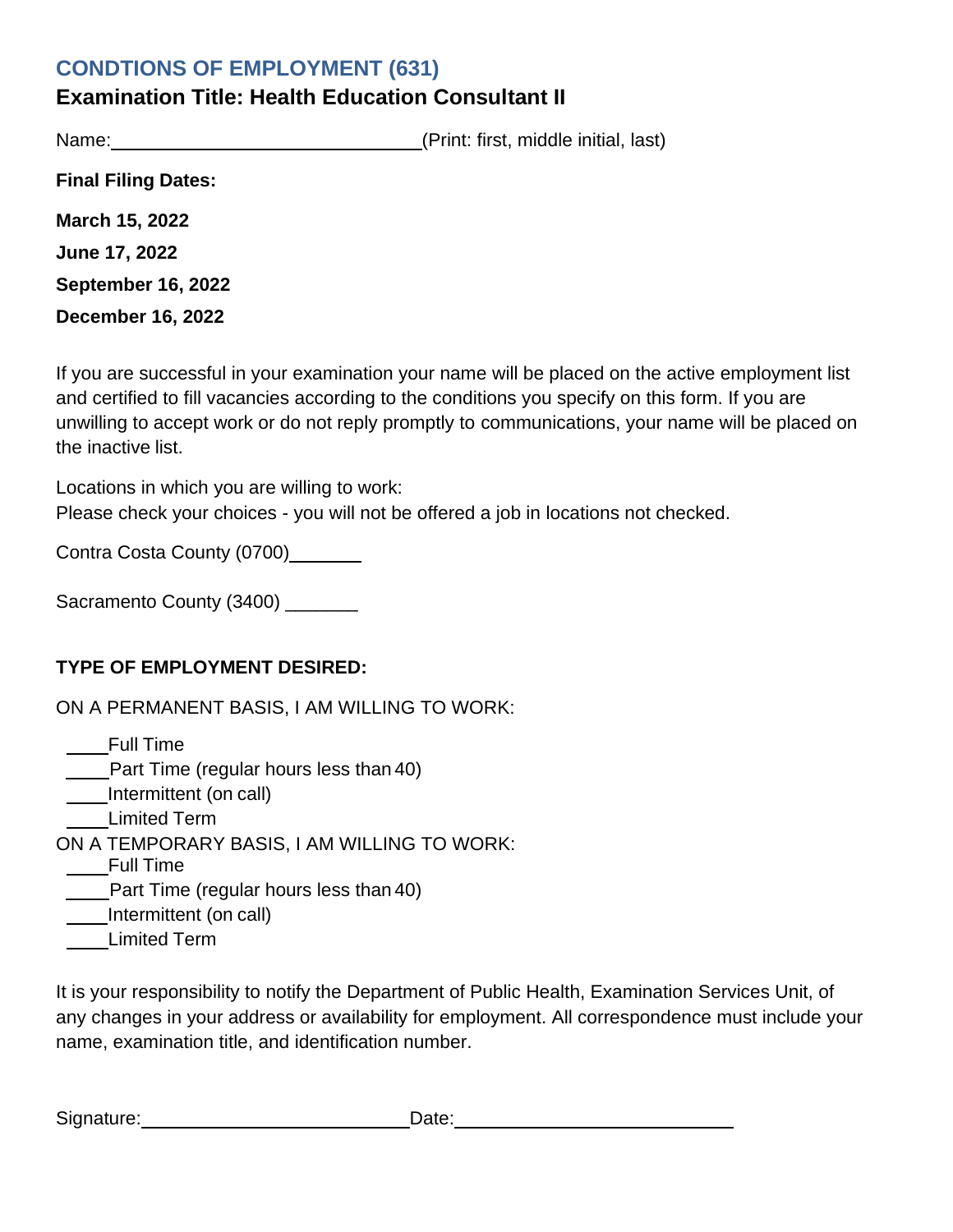## CONDTIONS OF EMPLOYMENT (631)

### Examination Title: Health Education Consultant II

Name:______________________________(Print: first, middle initial, last)

**Final Filing Dates:**

**March 15, 2022**

**June 17, 2022**

**September 16, 2022**

**December 16, 2022**

If you are successful in your examination your name will be placed on the active employment list and certified to fill vacancies according to the conditions you specify on this form. If you are unwilling to accept work or do not reply promptly to communications, your name will be placed on the inactive list.

Locations in which you are willing to work:
Please check your choices - you will not be offered a job in locations not checked.

Contra Costa County (0700)_______

Sacramento County (3400) _______

**TYPE OF EMPLOYMENT DESIRED:**

ON A PERMANENT BASIS, I AM WILLING TO WORK:

____Full Time
____Part Time (regular hours less than 40)
____Intermittent (on call)
____Limited Term

ON A TEMPORARY BASIS, I AM WILLING TO WORK:

____Full Time
____Part Time (regular hours less than 40)
____Intermittent (on call)
____Limited Term

It is your responsibility to notify the Department of Public Health, Examination Services Unit, of any changes in your address or availability for employment. All correspondence must include your name, examination title, and identification number.

Signature:________________________Date:__________________________